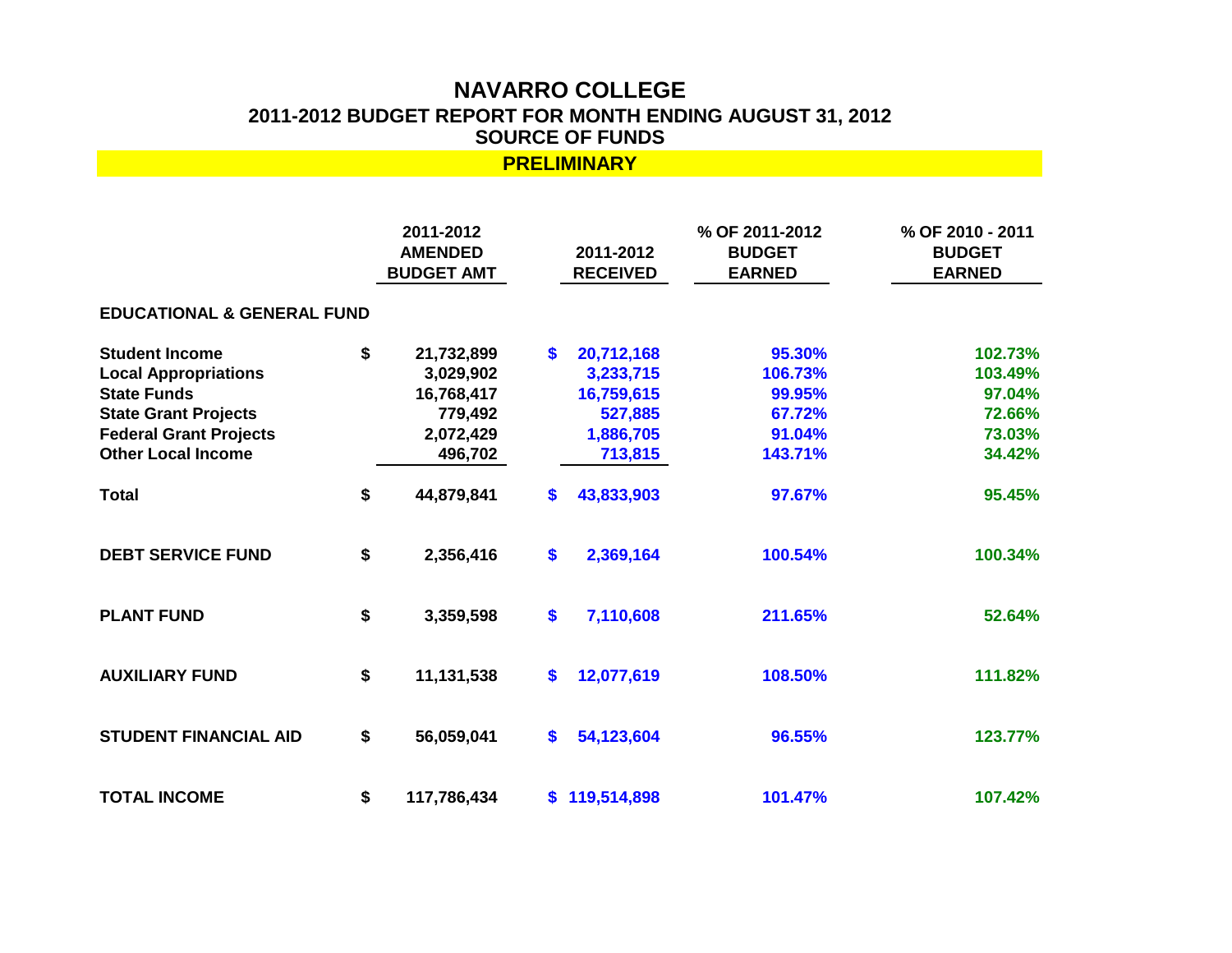# NAVARRO COLLEGE

## 2011-2012 BUDGET REPORT FOR MONTH ENDING AUGUST 31, 2012

## SOURCE OF FUNDS

**PRELIMINARY**

| | 2011-2012 AMENDED BUDGET AMT | 2011-2012 RECEIVED | % OF 2011-2012 BUDGET EARNED | % OF 2010 - 2011 BUDGET EARNED |
|---|---|---|---|---|
| **EDUCATIONAL & GENERAL FUND** | | | | |
| **Student Income** | $ 21,732,899 | $ 20,712,168 | 95.30% | 102.73% |
| **Local Appropriations** | 3,029,902 | 3,233,715 | 106.73% | 103.49% |
| **State Funds** | 16,768,417 | 16,759,615 | 99.95% | 97.04% |
| **State Grant Projects** | 779,492 | 527,885 | 67.72% | 72.66% |
| **Federal Grant Projects** | 2,072,429 | 1,886,705 | 91.04% | 73.03% |
| **Other Local Income** | 496,702 | 713,815 | 143.71% | 34.42% |
| **Total** | $ 44,879,841 | $ 43,833,903 | 97.67% | 95.45% |
| **DEBT SERVICE FUND** | $ 2,356,416 | $ 2,369,164 | 100.54% | 100.34% |
| **PLANT FUND** | $ 3,359,598 | $ 7,110,608 | 211.65% | 52.64% |
| **AUXILIARY FUND** | $ 11,131,538 | $ 12,077,619 | 108.50% | 111.82% |
| **STUDENT FINANCIAL AID** | $ 56,059,041 | $ 54,123,604 | 96.55% | 123.77% |
| **TOTAL INCOME** | $ 117,786,434 | $ 119,514,898 | 101.47% | 107.42% |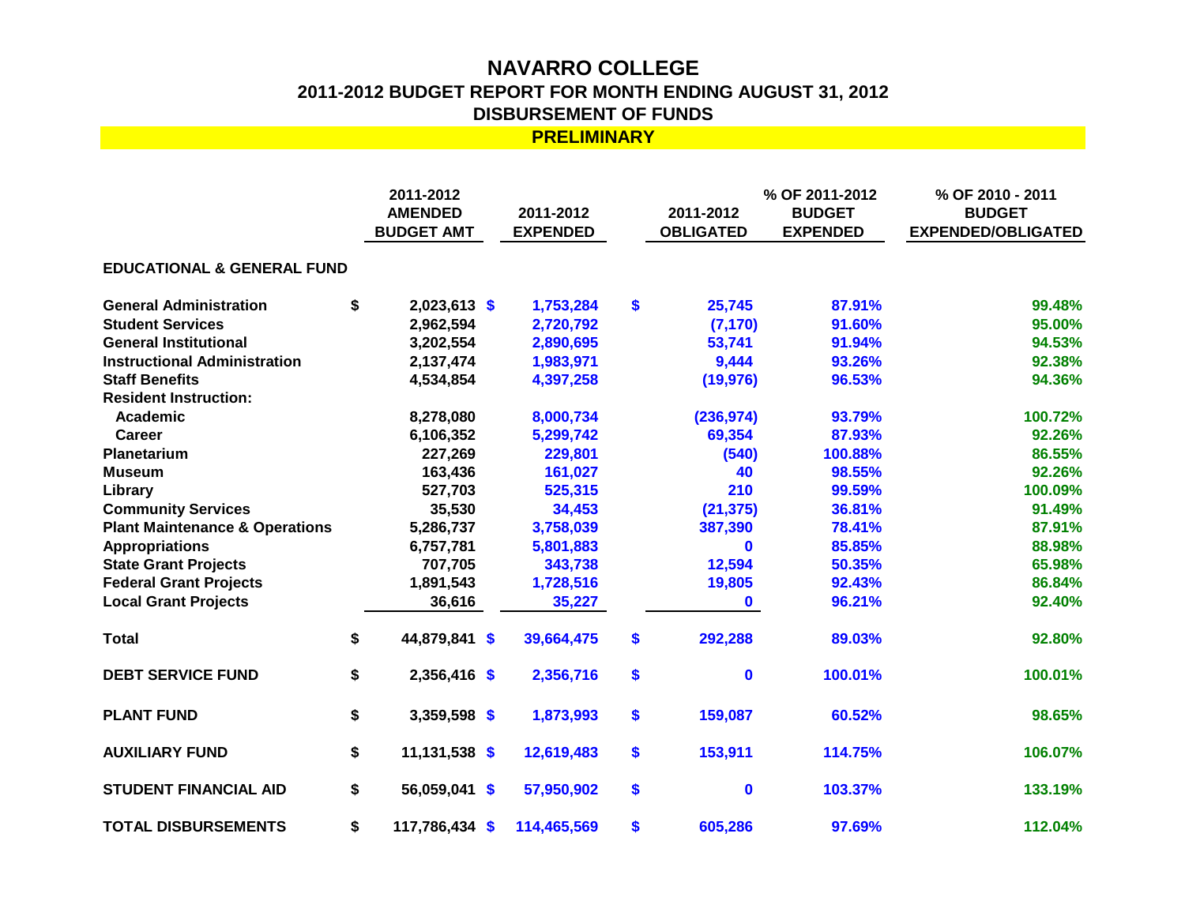# NAVARRO COLLEGE

## 2011-2012 BUDGET REPORT FOR MONTH ENDING AUGUST 31, 2012

## DISBURSEMENT OF FUNDS

**PRELIMINARY**

| | 2011-2012 AMENDED BUDGET AMT | 2011-2012 EXPENDED | 2011-2012 OBLIGATED | % OF 2011-2012 BUDGET EXPENDED | % OF 2010 - 2011 BUDGET EXPENDED/OBLIGATED |
|---|---|---|---|---|---|
| **EDUCATIONAL & GENERAL FUND** | | | | | |
| **General Administration** | $ 2,023,613 | $ 1,753,284 | $ 25,745 | 87.91% | 99.48% |
| **Student Services** | 2,962,594 | 2,720,792 | (7,170) | 91.60% | 95.00% |
| **General Institutional** | 3,202,554 | 2,890,695 | 53,741 | 91.94% | 94.53% |
| **Instructional Administration** | 2,137,474 | 1,983,971 | 9,444 | 93.26% | 92.38% |
| **Staff Benefits** | 4,534,854 | 4,397,258 | (19,976) | 96.53% | 94.36% |
| **Resident Instruction:** | | | | | |
| Academic | 8,278,080 | 8,000,734 | (236,974) | 93.79% | 100.72% |
| Career | 6,106,352 | 5,299,742 | 69,354 | 87.93% | 92.26% |
| **Planetarium** | 227,269 | 229,801 | (540) | 100.88% | 86.55% |
| **Museum** | 163,436 | 161,027 | 40 | 98.55% | 92.26% |
| **Library** | 527,703 | 525,315 | 210 | 99.59% | 100.09% |
| **Community Services** | 35,530 | 34,453 | (21,375) | 36.81% | 91.49% |
| **Plant Maintenance & Operations** | 5,286,737 | 3,758,039 | 387,390 | 78.41% | 87.91% |
| **Appropriations** | 6,757,781 | 5,801,883 | 0 | 85.85% | 88.98% |
| **State Grant Projects** | 707,705 | 343,738 | 12,594 | 50.35% | 65.98% |
| **Federal Grant Projects** | 1,891,543 | 1,728,516 | 19,805 | 92.43% | 86.84% |
| **Local Grant Projects** | 36,616 | 35,227 | 0 | 96.21% | 92.40% |
| **Total** | $ 44,879,841 | $ 39,664,475 | $ 292,288 | 89.03% | 92.80% |
| **DEBT SERVICE FUND** | $ 2,356,416 | $ 2,356,716 | $ 0 | 100.01% | 100.01% |
| **PLANT FUND** | $ 3,359,598 | $ 1,873,993 | $ 159,087 | 60.52% | 98.65% |
| **AUXILIARY FUND** | $ 11,131,538 | $ 12,619,483 | $ 153,911 | 114.75% | 106.07% |
| **STUDENT FINANCIAL AID** | $ 56,059,041 | $ 57,950,902 | $ 0 | 103.37% | 133.19% |
| **TOTAL DISBURSEMENTS** | $ 117,786,434 | $ 114,465,569 | $ 605,286 | 97.69% | 112.04% |